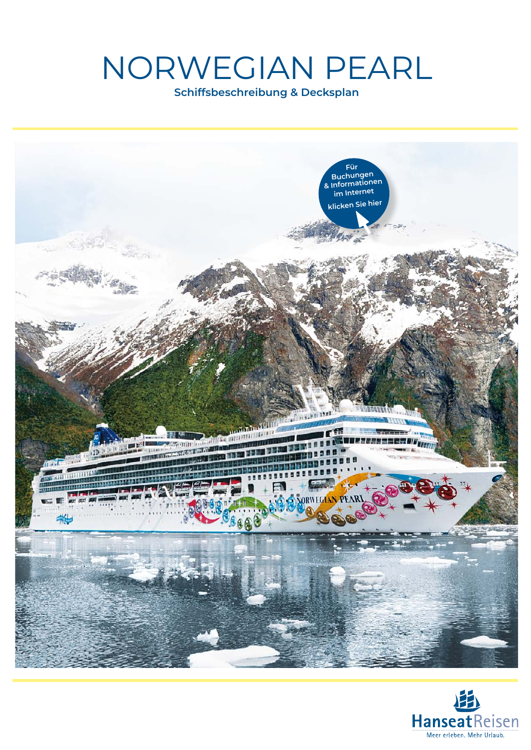# NORWEGIAN PEARL

**Schiffsbeschreibung & Decksplan**

Für Buchungen & Informationen im Internet klicken Sie hier

HanseatReisen

Meer erleben. Mehr Urlaub.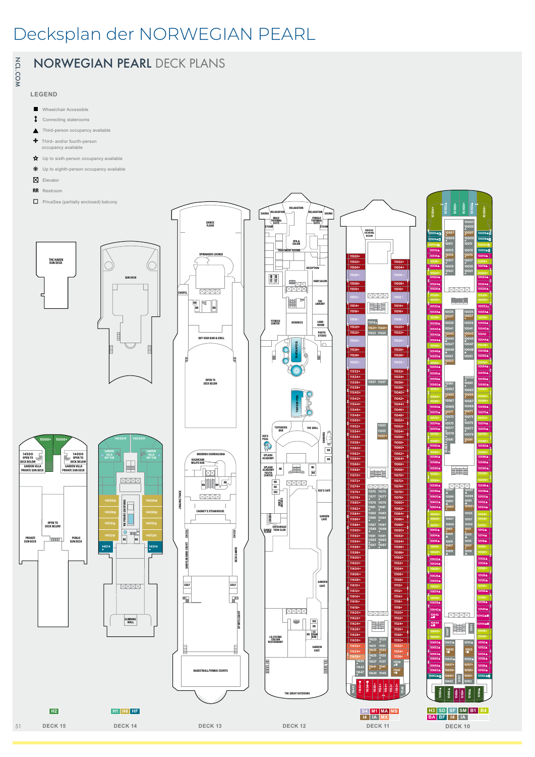# Decksplan der NORWEGIAN PEARL

NCL.COM

## NORWEGIAN PEARL DECK PLANS

### LEGEND

- Wheelchair Accessible
- Connecting staterooms
- Third-person occupancy available
- Third- and/or fourth-person occupancy available
- Up to sixth-person occupancy available
- Up to eighth-person occupancy available
- Elevator
- RR Restroom
- PrivaSea (partially enclosed) balcony

**DECK 15**

THE HAVEN SUN DECK · 15500 · 15000 · 14500 OPEN TO DECK BELOW · GARDEN VILLA PRIVATE SUN DECK · 14000 OPEN TO DECK BELOW · GARDEN VILLA PRIVATE SUN DECK · OPEN TO DECK BELOW · PRIVATE SUN DECK · PUBLIC SUN DECK

H2

**DECK 14**

SUN DECK · 14500 · 14000 · GARDEN VILLA HOT TUB · 14506 · 14508 · 14510 · 14512 · 14514 · 14006 · 14008 · 14010 · 14012 · 14014 · THE PRIVATE COURTYARD · RR · CLIMBING WALL

H1 · H6 · HF

**DECK 13**

DANCE FLOOR · SPINNAKER LOUNGE · CHAPEL · RR · SKY HIGH BAR & GRILL · OPEN TO DECK BELOW · MODERNO CHURRASCARIA · SUGARCANE MOJITO BAR · CAGNEY'S STEAKHOUSE · JOGGING TRACK · CHESS · SHUFFLEBOARD COURT · DECK GAMES · GOLF · SPORTS COURT · BASKETBALL/TENNIS COURTS

**DECK 12**

RELAXATION · SAUNA · MALE THERMAL SUITE · FEMALE THERMAL SUITE · STEAM · SPA & SALON · TREATMENT ROOMS · RECEPTION · HAIR SALON · THE LIBRARY · FITNESS CENTER · AEROBICS · CARD ROOM · PHOTO STUDIO · SPA POOL · TAHITIAN POOL · TOPSIDERS BAR · THE GRILL · KID'S POOL · SHOWERS · SPLASH ACADEMY · SPLASH ACADEMY YOUTH CENTER · RR · DIS · KID'S CAFÉ · VIDEO ARCADE · CINEMA · ENTOURAGE TEEN CLUB · DANCE FLOOR · GARDEN CAFE · LA CUCINA ITALIAN RESTAURANT · ICE CREAM BAR · THE GREAT OUTDOORS

**DECK 11**

BRIDGE VIEWING ROOM · 11500 · 11502 · 11504 · 11506 · 11508 · 11510 · 11512 · 11514 · 11516 · 11518 · 11519 · 11520 · 11521 · 11522 · 11523 · 11524 · 11526 · 11528 · 11530 · 11532 · 11534 · 11536 · 11537 · 11538 · 11540 · 11542 · 11544 · 11546 · 11548 · 11550 · 11552 · 11553 · 11554 · 11555 · 11556 · 11557 · 11558 · 11560 · 11562 · 11564 · 11566 · 11568 · 11570 · 11572 · 11574 · 11575 · 11576 · 11577 · 11578 · 11579 · 11580 · 11581 · 11582 · 11583 · 11584 · 11585 · 11586 · 11587 · 11588 · 11589 · 11590 · 11591 · 11592 · 11593 · 11594 · 11596 · 11597 · 11598 · 11600 · 11602 · 11604 · 11606 · 11608 · 11610 · 11612 · 11614 · 11616 · 11618 · 11620 · 11622 · 11624 · 11626 · 11628 · 11629 · 11630 · 11631 · 11632 · 11633 · 11634 · 11635 · 11636 · 11637 · 11639 · 11641 · 11643 · 11645 · 11647 · 11649 · 11650 · 11648 · 11646 · 11002 · 11004 · 11006 · 11008 · 11010 · 11012 · 11014 · 11016 · 11018 · 11020 · 11021 · 11022 · 11023 · 11024 · 11026 · 11028 · 11030 · 11032 · 11034 · 11036 · 11037 · 11038 · 11040 · 11042 · 11044 · 11046 · 11048 · 11050 · 11052 · 11053 · 11054 · 11055 · 11056 · 11057 · 11058 · 11060 · 11062 · 11064 · 11066 · 11068 · 11070 · 11072 · 11074 · 11075 · 11076 · 11077 · 11078 · 11079 · 11080 · 11081 · 11082 · 11083 · 11084 · 11085 · 11086 · 11087 · 11088 · 11089 · 11090 · 11091 · 11092 · 11093 · 11094 · 11096 · 11097 · 11098 · 11100 · 11102 · 11104 · 11106 · 11108 · 11110 · 11112 · 11114 · 11116 · 11118 · 11120 · 11122 · 11124 · 11126 · 11128 · 11129 · 11130 · 11131 · 11132 · 11133 · 11134 · 11135 · 11136 · 11137 · 11139 · 11141 · 11145 · 11147 · 11148 · 11146 · 11150 · 11152

S4 · M1 · MA · MB · I4 · IA · MX

**DECK 10**

10504 · 10502 · 10500 · 10000 · 10002 · 10004 · 10003 · 10005 · 10506 · 10507 · 10007 · 10006 · 10508 · 10509 · 10009 · 10008 · 10510 · 10511 · 10011 · 10010 · 10512 · 10513 · 10013 · 10012 · 10514 · 10515 · 10015 · 10014 · 10516 · 10517 · 10017 · 10016 · 10518 · 10519 · 10019 · 10018 · 10520 · 10521 · 10021 · 10020 · 10522 · 10022 · 10524 · 10024 · 10526 · 10026 · 10528 · 10028 · 10530 · 10030 · 10532 · 10032 · 10534 · 10535 · 10035 · 10034 · 10536 · 10537 · 10037 · 10036 · 10538 · 10539 · 10039 · 10038 · 10540 · 10541 · 10041 · 10040 · 10542 · 10543 · 10043 · 10042 · 10544 · 10545 · 10045 · 10044 · 10546 · 10547 · 10047 · 10046 · 10548 · 10549 · 10049 · 10048 · 10550 · 10551 · 10051 · 10050 · 10552 · 10553 · 10052 · 10554 · 10054 · 10556 · 10059 · 10056 · 10558 · 10061 · 10058 · 10560 · 10561 · 10060 · 10562 · 10563 · 10063 · 10062 · 10564 · 10565 · 10065 · 10064 · 10566 · 10567 · 10067 · 10066 · 10568 · 10569 · 10069 · 10068 · 10570 · 10571 · 10071 · 10070 · 10572 · 10573 · 10073 · 10072 · 10574 · 10575 · 10075 · 10074 · 10576 · 10577 · 10077 · 10076 · 10578 · 10579 · 10079 · 10078 · 10580 · 10581 · 10081 · 10080 · 10582 · 10583 · 10082 · 10584 · 10084 · 10586 · 10086 · 10588 · 10088 · 10590 · 10090 · 10592 · 10092 · 10594 · 10094 · 10596 · 10096 · 10598 · 10597 · 10097 · 10098 · 10600 · 10599 · 10099 · 10100 · 10602 · 10601 · 10101 · 10102 · 10604 · 10603 · 10103 · 10104 · 10606 · 10105 · 10106 · 10608 · 10607 · 10107 · 10108 · 10610 · 10609 · 10109 · 10110 · 10612 · 10611 · 10111 · 10112 · 10614 · 10613 · 10113 · 10114 · 10616 · 10615 · 10115 · 10116 · 10618 · 10617 · 10117 · 10118 · 10620 · 10619 · 10119 · 10120 · 10622 · 10122 · 10624 · 10124 · 10626 · 10126 · 10628 · 10128 · 10630 · 10130 · 10632 · 10132 · 10634 · 10134 · 10636 · 10136 · 10638 · 10138 · 10640 · 10140 · 10642 · 10142 · 10644 · 10144 · 10646 · 10647 · 10145 · 10146 · 10648 · 10148 · 10650 · 10651 · 10150 · 10652 · 10653 · 10153 · 10152 · 10654 · 10154 · 10656 · 10655 · 10155 · 10156 · 10658 · 10657 · 10157 · 10158 · 10660 · 10659 · 10159 · 10160 · 10662 · 10661 · 10161 · 10162 · 10663 · 10163 · 10664 · 10666 · 10668 · 10667 · 10167 · 10168 · 10166 · 10164

H3 · SD · SF · SM · B1 · B4 · BA · BF · I4 · IA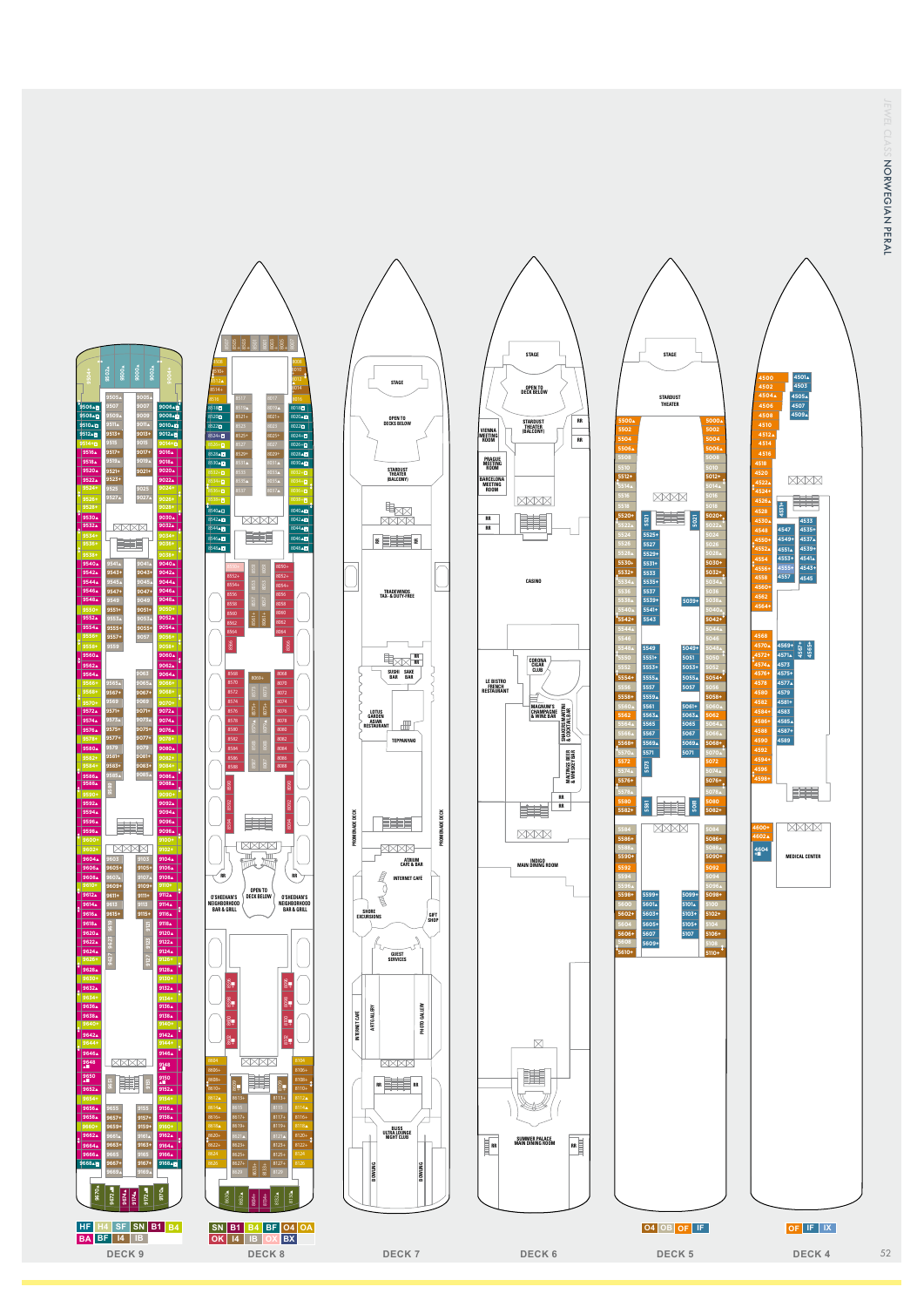# JEWEL CLASS NORWEGIAN PEARL

## DECK 9

HF | H4 | SF | SN | B1 | B4
BA | BF | I4 | IB

## DECK 8

SN | B1 | B4 | BF | O4 | OA
OK | I4 | IB | OX | BX

O'SHEEHAN'S NEIGHBORHOOD BAR & GRILL
OPEN TO DECK BELOW

## DECK 7

STAGE
OPEN TO DECKS BELOW
STARDUST THEATER (BALCONY)
TRADEWINDS TAX- & DUTY-FREE
SUSHI BAR
SAKE BAR
LOTUS GARDEN ASIAN RESTAURANT
TEPPANYAKI
PROMENADE DECK
ATRIUM CAFE & BAR
INTERNET CAFE
SHORE EXCURSIONS
GIFT SHOP
GUEST SERVICES
INTERNET CAFE
ART GALLERY
PHOTO GALLERY
BLISS ULTRA LOUNGE NIGHT CLUB
BOWLING

## DECK 6

STAGE
OPEN TO DECK BELOW
STARDUST THEATER (BALCONY)
VIENNA MEETING ROOM
PRAGUE MEETING ROOM
BARCELONA MEETING ROOM
CASINO
CORONA CIGAR CLUB
LE BISTRO FRENCH RESTAURANT
MAGNUM'S CHAMPAGNE & WINE BAR
SHAKERS MARTINI & COCKTAIL BAR
MALTINGS BEER & WHISKEY BAR
INDIGO MAIN DINING ROOM
SUMMER PALACE MAIN DINING ROOM

## DECK 5

STAGE
STARDUST THEATER

O4 | OB | OF | IF

## DECK 4

MEDICAL CENTER

OF | IF | IX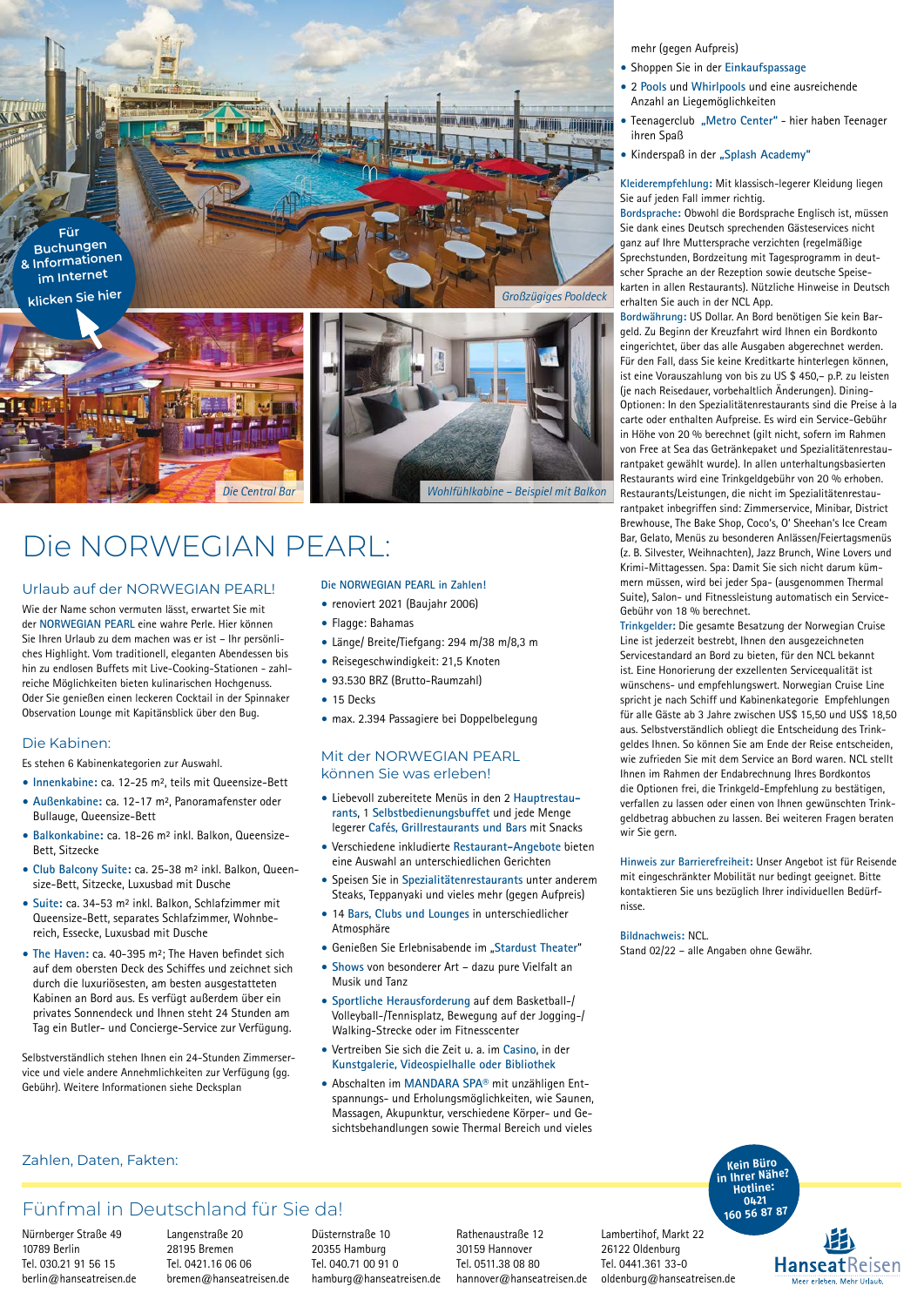Für Buchungen & Informationen im Internet klicken Sie hier

Großzügiges Pooldeck

Die Central Bar

Wohlfühlkabine – Beispiel mit Balkon

# Die NORWEGIAN PEARL:

## Urlaub auf der NORWEGIAN PEARL!

Wie der Name schon vermuten lässt, erwartet Sie mit der NORWEGIAN PEARL eine wahre Perle. Hier können Sie Ihren Urlaub zu dem machen was er ist – Ihr persönliches Highlight. Vom traditionell, eleganten Abendessen bis hin zu endlosen Buffets mit Live-Cooking-Stationen - zahlreiche Möglichkeiten bieten kulinarischen Hochgenuss. Oder Sie genießen einen leckeren Cocktail in der Spinnaker Observation Lounge mit Kapitänsblick über den Bug.

## Die Kabinen:

Es stehen 6 Kabinenkategorien zur Auswahl.

- **Innenkabine:** ca. 12-25 m², teils mit Queensize-Bett
- **Außenkabine:** ca. 12-17 m², Panoramafenster oder Bullauge, Queensize-Bett
- **Balkonkabine:** ca. 18-26 m² inkl. Balkon, Queensize-Bett, Sitzecke
- **Club Balcony Suite:** ca. 25-38 m² inkl. Balkon, Queensize-Bett, Sitzecke, Luxusbad mit Dusche
- **Suite:** ca. 34-53 m² inkl. Balkon, Schlafzimmer mit Queensize-Bett, separates Schlafzimmer, Wohnbereich, Essecke, Luxusbad mit Dusche
- **The Haven:** ca. 40-395 m²; The Haven befindet sich auf dem obersten Deck des Schiffes und zeichnet sich durch die luxuriösesten, am besten ausgestatteten Kabinen an Bord aus. Es verfügt außerdem über ein privates Sonnendeck und Ihnen steht 24 Stunden am Tag ein Butler- und Concierge-Service zur Verfügung.

Selbstverständlich stehen Ihnen ein 24-Stunden Zimmerservice und viele andere Annehmlichkeiten zur Verfügung (gg. Gebühr). Weitere Informationen siehe Decksplan

### Die NORWEGIAN PEARL in Zahlen!

- renoviert 2021 (Baujahr 2006)
- Flagge: Bahamas
- Länge/ Breite/Tiefgang: 294 m/38 m/8,3 m
- Reisegeschwindigkeit: 21,5 Knoten
- 93.530 BRZ (Brutto-Raumzahl)
- 15 Decks
- max. 2.394 Passagiere bei Doppelbelegung

## Mit der NORWEGIAN PEARL können Sie was erleben!

- Liebevoll zubereitete Menüs in den 2 Hauptrestaurants, 1 Selbstbedienungsbuffet und jede Menge legerer Cafés, Grillrestaurants und Bars mit Snacks
- Verschiedene inkludierte Restaurant-Angebote bieten eine Auswahl an unterschiedlichen Gerichten
- Speisen Sie in Spezialitätenrestaurants unter anderem Steaks, Teppanyaki und vieles mehr (gegen Aufpreis)
- 14 Bars, Clubs und Lounges in unterschiedlicher Atmosphäre
- Genießen Sie Erlebnisabende im „Stardust Theater"
- Shows von besonderer Art – dazu pure Vielfalt an Musik und Tanz
- Sportliche Herausforderung auf dem Basketball-/ Volleyball-/Tennisplatz, Bewegung auf der Jogging-/ Walking-Strecke oder im Fitnesscenter
- Vertreiben Sie sich die Zeit u. a. im Casino, in der Kunstgalerie, Videospielhalle oder Bibliothek
- Abschalten im MANDARA SPA® mit unzähligen Entspannungs- und Erholungsmöglichkeiten, wie Saunen, Massagen, Akupunktur, verschiedene Körper- und Gesichtsbehandlungen sowie Thermal Bereich und vieles mehr (gegen Aufpreis)
- Shoppen Sie in der Einkaufspassage
- 2 Pools und Whirlpools und eine ausreichende Anzahl an Liegemöglichkeiten
- Teenagerclub „Metro Center" - hier haben Teenager ihren Spaß
- Kinderspaß in der „Splash Academy"

**Kleiderempfehlung:** Mit klassisch-legerer Kleidung liegen Sie auf jeden Fall immer richtig.
**Bordsprache:** Obwohl die Bordsprache Englisch ist, müssen Sie dank eines Deutsch sprechenden Gästeservices nicht ganz auf Ihre Muttersprache verzichten (regelmäßige Sprechstunden, Bordzeitung mit Tagesprogramm in deutscher Sprache an der Rezeption sowie deutsche Speisekarten in allen Restaurants). Nützliche Hinweise in Deutsch erhalten Sie auch in der NCL App.
**Bordwährung:** US Dollar. An Bord benötigen Sie kein Bargeld. Zu Beginn der Kreuzfahrt wird Ihnen ein Bordkonto eingerichtet, über das alle Ausgaben abgerechnet werden. Für den Fall, dass Sie keine Kreditkarte hinterlegen können, ist eine Vorauszahlung von bis zu US $ 450,– p.P. zu leisten (je nach Reisedauer, vorbehaltlich Änderungen). Dining-Optionen: In den Spezialitätenrestaurants sind die Preise à la carte oder enthalten Aufpreise. Es wird ein Service-Gebühr in Höhe von 20 % berechnet (gilt nicht, sofern im Rahmen von Free at Sea das Getränkepaket und Spezialitätenrestaurantpaket gewählt wurde). In allen unterhaltungsbasierten Restaurants wird eine Trinkgeldgebühr von 20 % erhoben. Restaurants/Leistungen, die nicht im Spezialitätenrestaurantpaket inbegriffen sind: Zimmerservice, Minibar, District Brewhouse, The Bake Shop, Coco's, O' Sheehan's Ice Cream Bar, Gelato, Menüs zu besonderen Anlässen/Feiertagsmenüs (z. B. Silvester, Weihnachten), Jazz Brunch, Wine Lovers und Krimi-Mittagessen. Spa: Damit Sie sich nicht darum kümmern müssen, wird bei jeder Spa- (ausgenommen Thermal Suite), Salon- und Fitnessleistung automatisch ein Service-Gebühr von 18 % berechnet.
**Trinkgelder:** Die gesamte Besatzung der Norwegian Cruise Line ist jederzeit bestrebt, Ihnen den ausgezeichneten Servicestandard an Bord zu bieten, für den NCL bekannt ist. Eine Honorierung der exzellenten Servicequalität ist wünschens- und empfehlungswert. Norwegian Cruise Line spricht je nach Schiff und Kabinenkategorie Empfehlungen für alle Gäste ab 3 Jahre zwischen US$ 15,50 und US$ 18,50 aus. Selbstverständlich obliegt die Entscheidung des Trinkgeldes Ihnen. So können Sie am Ende der Reise entscheiden, wie zufrieden Sie mit dem Service an Bord waren. NCL stellt Ihnen im Rahmen der Endabrechnung Ihres Bordkontos die Optionen frei, die Trinkgeld-Empfehlung zu bestätigen, verfallen zu lassen oder einen von Ihnen gewünschten Trinkgeldbetrag abbuchen zu lassen. Bei weiteren Fragen beraten wir Sie gern.

**Hinweis zur Barrierefreiheit:** Unser Angebot ist für Reisende mit eingeschränkter Mobilität nur bedingt geeignet. Bitte kontaktieren Sie uns bezüglich Ihrer individuellen Bedürfnisse.

**Bildnachweis:** NCL.
Stand 02/22 – alle Angaben ohne Gewähr.

## Zahlen, Daten, Fakten:

## Fünfmal in Deutschland für Sie da!

Nürnberger Straße 49
10789 Berlin
Tel. 030.21 91 56 15
berlin@hanseatreisen.de

Langenstraße 20
28195 Bremen
Tel. 0421.16 06 06
bremen@hanseatreisen.de

Düsternstraße 10
20355 Hamburg
Tel. 040.71 00 91 0
hamburg@hanseatreisen.de

Rathenaustraße 12
30159 Hannover
Tel. 0511.38 08 80
hannover@hanseatreisen.de

Lambertihof, Markt 22
26122 Oldenburg
Tel. 0441.361 33-0
oldenburg@hanseatreisen.de

Kein Büro in Ihrer Nähe? Hotline: 0421 160 56 87 87

HanseatReisen – Meer erleben. Mehr Urlaub.